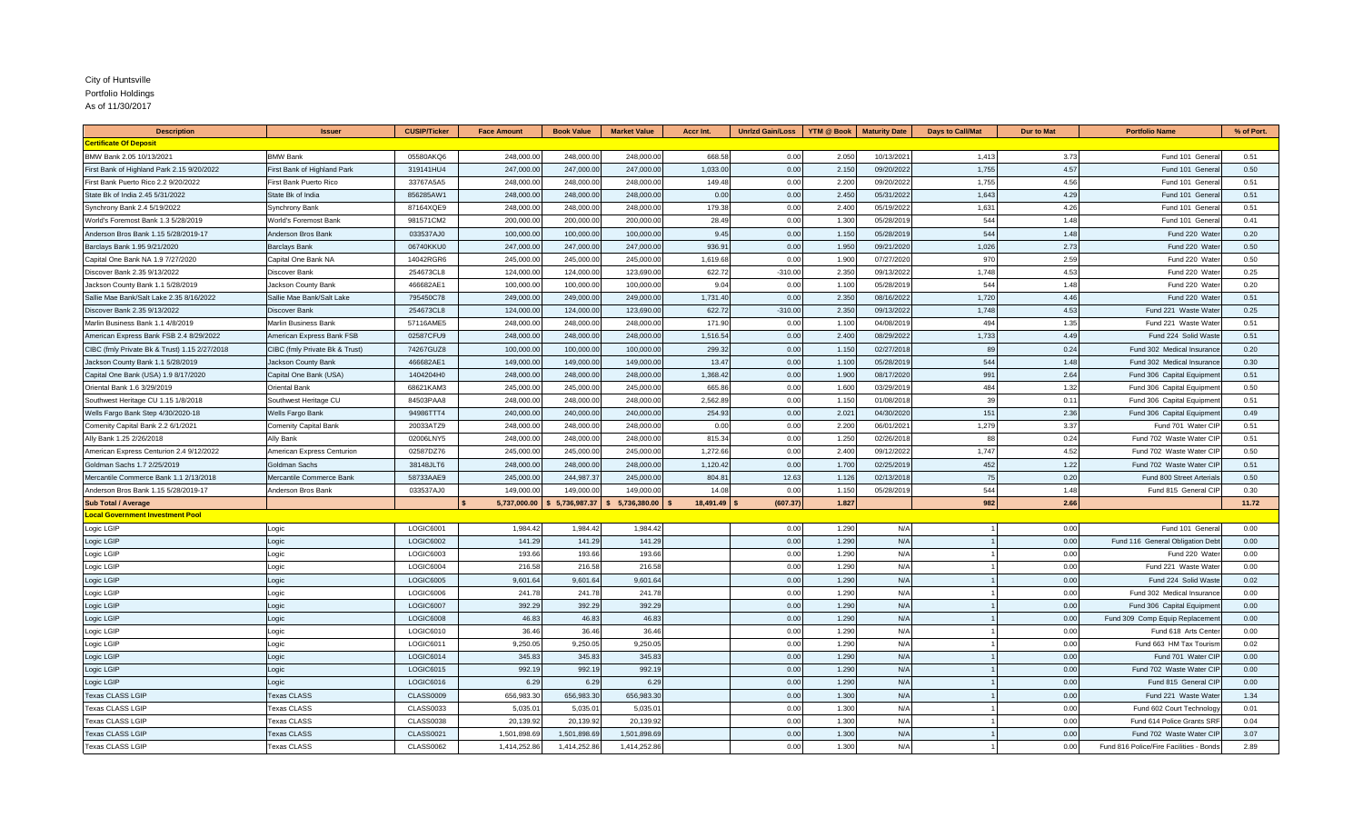City of Huntsville
Portfolio Holdings
As of 11/30/2017

| Description | Issuer | CUSIP/Ticker | Face Amount | Book Value | Market Value | Accr Int. | Unrlzd Gain/Loss | YTM @ Book | Maturity Date | Days to Call/Mat | Dur to Mat | Portfolio Name | % of Port. |
|---|---|---|---|---|---|---|---|---|---|---|---|---|---|
| **Certificate Of Deposit** | | | | | | | | | | | | | |
| BMW Bank 2.05 10/13/2021 | BMW Bank | 05580AKQ6 | 248,000.00 | 248,000.00 | 248,000.00 | 668.58 | 0.00 | 2.050 | 10/13/2021 | 1,413 | 3.73 | Fund 101 General | 0.51 |
| First Bank of Highland Park 2.15 9/20/2022 | First Bank of Highland Park | 319141HU4 | 247,000.00 | 247,000.00 | 247,000.00 | 1,033.00 | 0.00 | 2.150 | 09/20/2022 | 1,755 | 4.57 | Fund 101 General | 0.50 |
| First Bank Puerto Rico 2.2 9/20/2022 | First Bank Puerto Rico | 33767A5A5 | 248,000.00 | 248,000.00 | 248,000.00 | 149.48 | 0.00 | 2.200 | 09/20/2022 | 1,755 | 4.56 | Fund 101 General | 0.51 |
| State Bk of India 2.45 5/31/2022 | State Bk of India | 856285AW1 | 248,000.00 | 248,000.00 | 248,000.00 | 0.00 | 0.00 | 2.450 | 05/31/2022 | 1,643 | 4.29 | Fund 101 General | 0.51 |
| Synchrony Bank 2.4 5/19/2022 | Synchrony Bank | 87164XQE9 | 248,000.00 | 248,000.00 | 248,000.00 | 179.38 | 0.00 | 2.400 | 05/19/2022 | 1,631 | 4.26 | Fund 101 General | 0.51 |
| World's Foremost Bank 1.3 5/28/2019 | World's Foremost Bank | 981571CM2 | 200,000.00 | 200,000.00 | 200,000.00 | 28.49 | 0.00 | 1.300 | 05/28/2019 | 544 | 1.48 | Fund 101 General | 0.41 |
| Anderson Bros Bank 1.15 5/28/2019-17 | Anderson Bros Bank | 033537AJ0 | 100,000.00 | 100,000.00 | 100,000.00 | 9.45 | 0.00 | 1.150 | 05/28/2019 | 544 | 1.48 | Fund 220 Water | 0.20 |
| Barclays Bank 1.95 9/21/2020 | Barclays Bank | 06740KKU0 | 247,000.00 | 247,000.00 | 247,000.00 | 936.91 | 0.00 | 1.950 | 09/21/2020 | 1,026 | 2.73 | Fund 220 Water | 0.50 |
| Capital One Bank NA 1.9 7/27/2020 | Capital One Bank NA | 14042RGR6 | 245,000.00 | 245,000.00 | 245,000.00 | 1,619.68 | 0.00 | 1.900 | 07/27/2020 | 970 | 2.59 | Fund 220 Water | 0.50 |
| Discover Bank 2.35 9/13/2022 | Discover Bank | 254673CL8 | 124,000.00 | 124,000.00 | 123,690.00 | 622.72 | -310.00 | 2.350 | 09/13/2022 | 1,748 | 4.53 | Fund 220 Water | 0.25 |
| Jackson County Bank 1.1 5/28/2019 | Jackson County Bank | 466682AE1 | 100,000.00 | 100,000.00 | 100,000.00 | 9.04 | 0.00 | 1.100 | 05/28/2019 | 544 | 1.48 | Fund 220 Water | 0.20 |
| Sallie Mae Bank/Salt Lake 2.35 8/16/2022 | Sallie Mae Bank/Salt Lake | 795450C78 | 249,000.00 | 249,000.00 | 249,000.00 | 1,731.40 | 0.00 | 2.350 | 08/16/2022 | 1,720 | 4.46 | Fund 220 Water | 0.51 |
| Discover Bank 2.35 9/13/2022 | Discover Bank | 254673CL8 | 124,000.00 | 124,000.00 | 123,690.00 | 622.72 | -310.00 | 2.350 | 09/13/2022 | 1,748 | 4.53 | Fund 221 Waste Water | 0.25 |
| Marlin Business Bank 1.1 4/8/2019 | Marlin Business Bank | 57116AME5 | 248,000.00 | 248,000.00 | 248,000.00 | 171.90 | 0.00 | 1.100 | 04/08/2019 | 494 | 1.35 | Fund 221 Waste Water | 0.51 |
| American Express Bank FSB 2.4 8/29/2022 | American Express Bank FSB | 02587CFU9 | 248,000.00 | 248,000.00 | 248,000.00 | 1,516.54 | 0.00 | 2.400 | 08/29/2022 | 1,733 | 4.49 | Fund 224 Solid Waste | 0.51 |
| CIBC (fmly Private Bk & Trust) 1.15 2/27/2018 | CIBC (fmly Private Bk & Trust) | 74267GUZ8 | 100,000.00 | 100,000.00 | 100,000.00 | 299.32 | 0.00 | 1.150 | 02/27/2018 | 89 | 0.24 | Fund 302 Medical Insurance | 0.20 |
| Jackson County Bank 1.1 5/28/2019 | Jackson County Bank | 466682AE1 | 149,000.00 | 149,000.00 | 149,000.00 | 13.47 | 0.00 | 1.100 | 05/28/2019 | 544 | 1.48 | Fund 302 Medical Insurance | 0.30 |
| Capital One Bank (USA) 1.9 8/17/2020 | Capital One Bank (USA) | 1404204H0 | 248,000.00 | 248,000.00 | 248,000.00 | 1,368.42 | 0.00 | 1.900 | 08/17/2020 | 991 | 2.64 | Fund 306 Capital Equipment | 0.51 |
| Oriental Bank 1.6 3/29/2019 | Oriental Bank | 68621KAM3 | 245,000.00 | 245,000.00 | 245,000.00 | 665.86 | 0.00 | 1.600 | 03/29/2019 | 484 | 1.32 | Fund 306 Capital Equipment | 0.50 |
| Southwest Heritage CU 1.15 1/8/2018 | Southwest Heritage CU | 84503PAA8 | 248,000.00 | 248,000.00 | 248,000.00 | 2,562.89 | 0.00 | 1.150 | 01/08/2018 | 39 | 0.11 | Fund 306 Capital Equipment | 0.51 |
| Wells Fargo Bank Step 4/30/2020-18 | Wells Fargo Bank | 94986TTT4 | 240,000.00 | 240,000.00 | 240,000.00 | 254.93 | 0.00 | 2.021 | 04/30/2020 | 151 | 2.36 | Fund 306 Capital Equipment | 0.49 |
| Comenity Capital Bank 2.2 6/1/2021 | Comenity Capital Bank | 20033ATZ9 | 248,000.00 | 248,000.00 | 248,000.00 | 0.00 | 0.00 | 2.200 | 06/01/2021 | 1,279 | 3.37 | Fund 701 Water CIP | 0.51 |
| Ally Bank 1.25 2/26/2018 | Ally Bank | 02006LNY5 | 248,000.00 | 248,000.00 | 248,000.00 | 815.34 | 0.00 | 1.250 | 02/26/2018 | 88 | 0.24 | Fund 702 Waste Water CIP | 0.51 |
| American Express Centurion 2.4 9/12/2022 | American Express Centurion | 02587DZ76 | 245,000.00 | 245,000.00 | 245,000.00 | 1,272.66 | 0.00 | 2.400 | 09/12/2022 | 1,747 | 4.52 | Fund 702 Waste Water CIP | 0.50 |
| Goldman Sachs 1.7 2/25/2019 | Goldman Sachs | 38148JLT6 | 248,000.00 | 248,000.00 | 248,000.00 | 1,120.42 | 0.00 | 1.700 | 02/25/2019 | 452 | 1.22 | Fund 702 Waste Water CIP | 0.51 |
| Mercantile Commerce Bank 1.1 2/13/2018 | Mercantile Commerce Bank | 58733AAE9 | 245,000.00 | 244,987.37 | 245,000.00 | 804.81 | 12.63 | 1.126 | 02/13/2018 | 75 | 0.20 | Fund 800 Street Arterials | 0.50 |
| Anderson Bros Bank 1.15 5/28/2019-17 | Anderson Bros Bank | 033537AJ0 | 149,000.00 | 149,000.00 | 149,000.00 | 14.08 | 0.00 | 1.150 | 05/28/2019 | 544 | 1.48 | Fund 815 General CIP | 0.30 |
| **Sub Total / Average** | | | $ 5,737,000.00 | $ 5,736,987.37 | $ 5,736,380.00 | $ 18,491.49 | $ (607.37) | 1.827 | | 982 | 2.66 | | 11.72 |
| **Local Government Investment Pool** | | | | | | | | | | | | | |
| Logic LGIP | Logic | LOGIC6001 | 1,984.42 | 1,984.42 | 1,984.42 | | 0.00 | 1.290 | N/A | 1 | 0.00 | Fund 101 General | 0.00 |
| Logic LGIP | Logic | LOGIC6002 | 141.29 | 141.29 | 141.29 | | 0.00 | 1.290 | N/A | 1 | 0.00 | Fund 116 General Obligation Debt | 0.00 |
| Logic LGIP | Logic | LOGIC6003 | 193.66 | 193.66 | 193.66 | | 0.00 | 1.290 | N/A | 1 | 0.00 | Fund 220 Water | 0.00 |
| Logic LGIP | Logic | LOGIC6004 | 216.58 | 216.58 | 216.58 | | 0.00 | 1.290 | N/A | 1 | 0.00 | Fund 221 Waste Water | 0.00 |
| Logic LGIP | Logic | LOGIC6005 | 9,601.64 | 9,601.64 | 9,601.64 | | 0.00 | 1.290 | N/A | 1 | 0.00 | Fund 224 Solid Waste | 0.02 |
| Logic LGIP | Logic | LOGIC6006 | 241.78 | 241.78 | 241.78 | | 0.00 | 1.290 | N/A | 1 | 0.00 | Fund 302 Medical Insurance | 0.00 |
| Logic LGIP | Logic | LOGIC6007 | 392.29 | 392.29 | 392.29 | | 0.00 | 1.290 | N/A | 1 | 0.00 | Fund 306 Capital Equipment | 0.00 |
| Logic LGIP | Logic | LOGIC6008 | 46.83 | 46.83 | 46.83 | | 0.00 | 1.290 | N/A | 1 | 0.00 | Fund 309 Comp Equip Replacement | 0.00 |
| Logic LGIP | Logic | LOGIC6010 | 36.46 | 36.46 | 36.46 | | 0.00 | 1.290 | N/A | 1 | 0.00 | Fund 618 Arts Center | 0.00 |
| Logic LGIP | Logic | LOGIC6011 | 9,250.05 | 9,250.05 | 9,250.05 | | 0.00 | 1.290 | N/A | 1 | 0.00 | Fund 663 HM Tax Tourism | 0.02 |
| Logic LGIP | Logic | LOGIC6014 | 345.83 | 345.83 | 345.83 | | 0.00 | 1.290 | N/A | 1 | 0.00 | Fund 701 Water CIP | 0.00 |
| Logic LGIP | Logic | LOGIC6015 | 992.19 | 992.19 | 992.19 | | 0.00 | 1.290 | N/A | 1 | 0.00 | Fund 702 Waste Water CIP | 0.00 |
| Logic LGIP | Logic | LOGIC6016 | 6.29 | 6.29 | 6.29 | | 0.00 | 1.290 | N/A | 1 | 0.00 | Fund 815 General CIP | 0.00 |
| Texas CLASS LGIP | Texas CLASS | CLASS0009 | 656,983.30 | 656,983.30 | 656,983.30 | | 0.00 | 1.300 | N/A | 1 | 0.00 | Fund 221 Waste Water | 1.34 |
| Texas CLASS LGIP | Texas CLASS | CLASS0033 | 5,035.01 | 5,035.01 | 5,035.01 | | 0.00 | 1.300 | N/A | 1 | 0.00 | Fund 602 Court Technology | 0.01 |
| Texas CLASS LGIP | Texas CLASS | CLASS0038 | 20,139.92 | 20,139.92 | 20,139.92 | | 0.00 | 1.300 | N/A | 1 | 0.00 | Fund 614 Police Grants SRF | 0.04 |
| Texas CLASS LGIP | Texas CLASS | CLASS0021 | 1,501,898.69 | 1,501,898.69 | 1,501,898.69 | | 0.00 | 1.300 | N/A | 1 | 0.00 | Fund 702 Waste Water CIP | 3.07 |
| Texas CLASS LGIP | Texas CLASS | CLASS0062 | 1,414,252.86 | 1,414,252.86 | 1,414,252.86 | | 0.00 | 1.300 | N/A | 1 | 0.00 | Fund 816 Police/Fire Facilities - Bonds | 2.89 |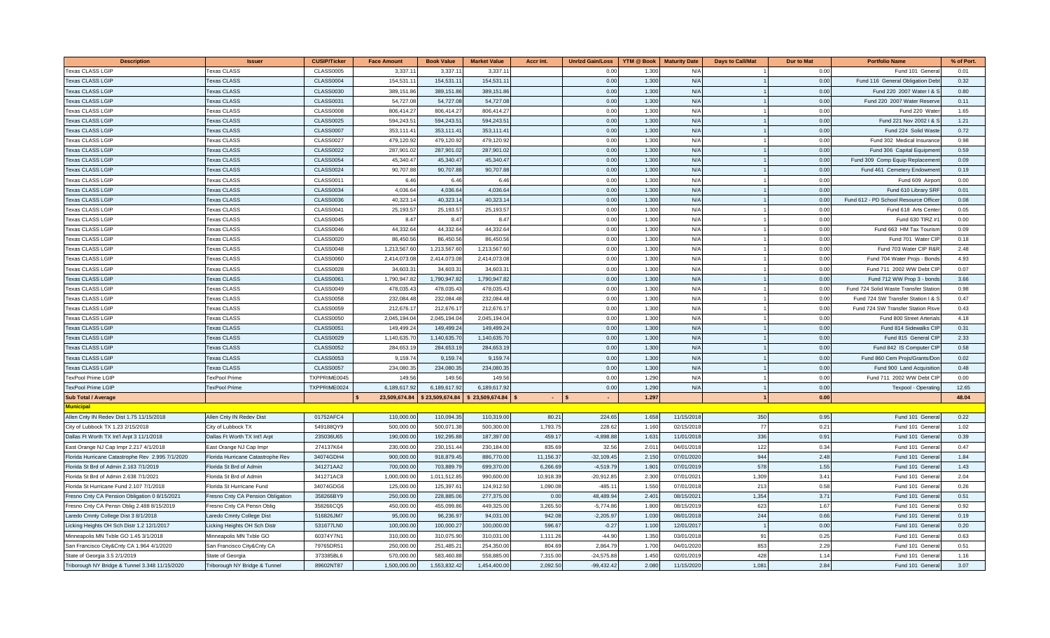| Description | Issuer | CUSIP/Ticker | Face Amount | Book Value | Market Value | Accr Int. | Unrlzd Gain/Loss | YTM @ Book | Maturity Date | Days to Call/Mat | Dur to Mat | Portfolio Name | % of Port. |
|---|---|---|---|---|---|---|---|---|---|---|---|---|---|
| Texas CLASS LGIP | Texas CLASS | CLASS0005 | 3,337.11 | 3,337.11 | 3,337.11 | | 0.00 | 1.300 | N/A | 1 | 0.00 | Fund 101 General | 0.01 |
| Texas CLASS LGIP | Texas CLASS | CLASS0004 | 154,531.11 | 154,531.11 | 154,531.11 | | 0.00 | 1.300 | N/A | 1 | 0.00 | Fund 116 General Obligation Debt | 0.32 |
| Texas CLASS LGIP | Texas CLASS | CLASS0030 | 389,151.86 | 389,151.86 | 389,151.86 | | 0.00 | 1.300 | N/A | 1 | 0.00 | Fund 220 2007 Water I & S | 0.80 |
| Texas CLASS LGIP | Texas CLASS | CLASS0031 | 54,727.08 | 54,727.08 | 54,727.08 | | 0.00 | 1.300 | N/A | 1 | 0.00 | Fund 220 2007 Water Reserve | 0.11 |
| Texas CLASS LGIP | Texas CLASS | CLASS0008 | 806,414.27 | 806,414.27 | 806,414.27 | | 0.00 | 1.300 | N/A | 1 | 0.00 | Fund 220 Water | 1.65 |
| Texas CLASS LGIP | Texas CLASS | CLASS0025 | 594,243.51 | 594,243.51 | 594,243.51 | | 0.00 | 1.300 | N/A | 1 | 0.00 | Fund 221 Nov 2002 I & S | 1.21 |
| Texas CLASS LGIP | Texas CLASS | CLASS0007 | 353,111.41 | 353,111.41 | 353,111.41 | | 0.00 | 1.300 | N/A | 1 | 0.00 | Fund 224 Solid Waste | 0.72 |
| Texas CLASS LGIP | Texas CLASS | CLASS0027 | 479,120.92 | 479,120.92 | 479,120.92 | | 0.00 | 1.300 | N/A | 1 | 0.00 | Fund 302 Medical Insurance | 0.98 |
| Texas CLASS LGIP | Texas CLASS | CLASS0022 | 287,901.02 | 287,901.02 | 287,901.02 | | 0.00 | 1.300 | N/A | 1 | 0.00 | Fund 306 Capital Equipment | 0.59 |
| Texas CLASS LGIP | Texas CLASS | CLASS0054 | 45,340.47 | 45,340.47 | 45,340.47 | | 0.00 | 1.300 | N/A | 1 | 0.00 | Fund 309 Comp Equip Replacement | 0.09 |
| Texas CLASS LGIP | Texas CLASS | CLASS0024 | 90,707.88 | 90,707.88 | 90,707.88 | | 0.00 | 1.300 | N/A | 1 | 0.00 | Fund 461 Cemetery Endowment | 0.19 |
| Texas CLASS LGIP | Texas CLASS | CLASS0011 | 6.46 | 6.46 | 6.46 | | 0.00 | 1.300 | N/A | 1 | 0.00 | Fund 609 Airport | 0.00 |
| Texas CLASS LGIP | Texas CLASS | CLASS0034 | 4,036.64 | 4,036.64 | 4,036.64 | | 0.00 | 1.300 | N/A | 1 | 0.00 | Fund 610 Library SRF | 0.01 |
| Texas CLASS LGIP | Texas CLASS | CLASS0036 | 40,323.14 | 40,323.14 | 40,323.14 | | 0.00 | 1.300 | N/A | 1 | 0.00 | Fund 612 - PD School Resource Officer | 0.08 |
| Texas CLASS LGIP | Texas CLASS | CLASS0041 | 25,193.57 | 25,193.57 | 25,193.57 | | 0.00 | 1.300 | N/A | 1 | 0.00 | Fund 618 Arts Center | 0.05 |
| Texas CLASS LGIP | Texas CLASS | CLASS0045 | 8.47 | 8.47 | 8.47 | | 0.00 | 1.300 | N/A | 1 | 0.00 | Fund 630 TIRZ #1 | 0.00 |
| Texas CLASS LGIP | Texas CLASS | CLASS0046 | 44,332.64 | 44,332.64 | 44,332.64 | | 0.00 | 1.300 | N/A | 1 | 0.00 | Fund 663 HM Tax Tourism | 0.09 |
| Texas CLASS LGIP | Texas CLASS | CLASS0020 | 86,450.56 | 86,450.56 | 86,450.56 | | 0.00 | 1.300 | N/A | 1 | 0.00 | Fund 701 Water CIP | 0.18 |
| Texas CLASS LGIP | Texas CLASS | CLASS0048 | 1,213,567.60 | 1,213,567.60 | 1,213,567.60 | | 0.00 | 1.300 | N/A | 1 | 0.00 | Fund 703 Water CIP R&R | 2.48 |
| Texas CLASS LGIP | Texas CLASS | CLASS0060 | 2,414,073.08 | 2,414,073.08 | 2,414,073.08 | | 0.00 | 1.300 | N/A | 1 | 0.00 | Fund 704 Water Projs - Bonds | 4.93 |
| Texas CLASS LGIP | Texas CLASS | CLASS0028 | 34,603.31 | 34,603.31 | 34,603.31 | | 0.00 | 1.300 | N/A | 1 | 0.00 | Fund 711 2002 WW Debt CIP | 0.07 |
| Texas CLASS LGIP | Texas CLASS | CLASS0061 | 1,790,947.82 | 1,790,947.82 | 1,790,947.82 | | 0.00 | 1.300 | N/A | 1 | 0.00 | Fund 712 WW Prop 3 - bonds | 3.66 |
| Texas CLASS LGIP | Texas CLASS | CLASS0049 | 478,035.43 | 478,035.43 | 478,035.43 | | 0.00 | 1.300 | N/A | 1 | 0.00 | Fund 724 Solid Waste Transfer Station | 0.98 |
| Texas CLASS LGIP | Texas CLASS | CLASS0058 | 232,084.48 | 232,084.48 | 232,084.48 | | 0.00 | 1.300 | N/A | 1 | 0.00 | Fund 724 SW Transfer Station I & S | 0.47 |
| Texas CLASS LGIP | Texas CLASS | CLASS0059 | 212,676.17 | 212,676.17 | 212,676.17 | | 0.00 | 1.300 | N/A | 1 | 0.00 | Fund 724 SW Transfer Station Rsve | 0.43 |
| Texas CLASS LGIP | Texas CLASS | CLASS0050 | 2,045,194.04 | 2,045,194.04 | 2,045,194.04 | | 0.00 | 1.300 | N/A | 1 | 0.00 | Fund 800 Street Arterials | 4.18 |
| Texas CLASS LGIP | Texas CLASS | CLASS0051 | 149,499.24 | 149,499.24 | 149,499.24 | | 0.00 | 1.300 | N/A | 1 | 0.00 | Fund 814 Sidewalks CIP | 0.31 |
| Texas CLASS LGIP | Texas CLASS | CLASS0029 | 1,140,635.70 | 1,140,635.70 | 1,140,635.70 | | 0.00 | 1.300 | N/A | 1 | 0.00 | Fund 815 General CIP | 2.33 |
| Texas CLASS LGIP | Texas CLASS | CLASS0052 | 284,653.19 | 284,653.19 | 284,653.19 | | 0.00 | 1.300 | N/A | 1 | 0.00 | Fund 842 IS Computer CIP | 0.58 |
| Texas CLASS LGIP | Texas CLASS | CLASS0053 | 9,159.74 | 9,159.74 | 9,159.74 | | 0.00 | 1.300 | N/A | 1 | 0.00 | Fund 860 Cem Projs/Grants/Don | 0.02 |
| Texas CLASS LGIP | Texas CLASS | CLASS0057 | 234,080.35 | 234,080.35 | 234,080.35 | | 0.00 | 1.300 | N/A | 1 | 0.00 | Fund 900 Land Acquisition | 0.48 |
| TexPool Prime LGIP | TexPool Prime | TXPPRIME0045 | 149.56 | 149.56 | 149.56 | | 0.00 | 1.290 | N/A | 1 | 0.00 | Fund 711 2002 WW Debt CIP | 0.00 |
| TexPool Prime LGIP | TexPool Prime | TXPPRIME0024 | 6,189,617.92 | 6,189,617.92 | 6,189,617.92 | | 0.00 | 1.290 | N/A | 1 | 0.00 | Texpool - Operating | 12.65 |
| **Sub Total / Average** | | | **$ 23,509,674.84** | **$ 23,509,674.84** | **$ 23,509,674.84** | **$ -** | **$ -** | **1.297** | | **1** | **0.00** | | **48.04** |
| **Municipal** | | | | | | | | | | | | | |
| Allen Cnty IN Redev Dist 1.75 11/15/2018 | Allen Cnty IN Redev Dist | 01752AFC4 | 110,000.00 | 110,094.35 | 110,319.00 | 80.21 | 224.65 | 1.658 | 11/15/2018 | 350 | 0.95 | Fund 101 General | 0.22 |
| City of Lubbock TX 1.23 2/15/2018 | City of Lubbock TX | 549188QY9 | 500,000.00 | 500,071.38 | 500,300.00 | 1,793.75 | 228.62 | 1.160 | 02/15/2018 | 77 | 0.21 | Fund 101 General | 1.02 |
| Dallas Ft Worth TX Int'l Arpt 3 11/1/2018 | Dallas Ft Worth TX Int'l Arpt | 235036U65 | 190,000.00 | 192,295.88 | 187,397.00 | 459.17 | -4,898.88 | 1.631 | 11/01/2018 | 336 | 0.91 | Fund 101 General | 0.39 |
| East Orange NJ Cap Impr 2.217 4/1/2018 | East Orange NJ Cap Impr | 274137K64 | 230,000.00 | 230,151.44 | 230,184.00 | 835.69 | 32.56 | 2.011 | 04/01/2018 | 122 | 0.34 | Fund 101 General | 0.47 |
| Florida Hurricane Catastrophe Rev 2.995 7/1/2020 | Florida Hurricane Catastrophe Rev | 34074GDH4 | 900,000.00 | 918,879.45 | 886,770.00 | 11,156.37 | -32,109.45 | 2.150 | 07/01/2020 | 944 | 2.48 | Fund 101 General | 1.84 |
| Florida St Brd of Admin 2.163 7/1/2019 | Florida St Brd of Admin | 341271AA2 | 700,000.00 | 703,889.79 | 699,370.00 | 6,266.69 | -4,519.79 | 1.801 | 07/01/2019 | 578 | 1.55 | Fund 101 General | 1.43 |
| Florida St Brd of Admin 2.638 7/1/2021 | Florida St Brd of Admin | 341271AC8 | 1,000,000.00 | 1,011,512.85 | 990,600.00 | 10,918.39 | -20,912.85 | 2.300 | 07/01/2021 | 1,309 | 3.41 | Fund 101 General | 2.04 |
| Florida St Hurricane Fund 2.107 7/1/2018 | Florida St Hurricane Fund | 34074GDG6 | 125,000.00 | 125,397.61 | 124,912.50 | 1,090.08 | -485.11 | 1.550 | 07/01/2018 | 213 | 0.58 | Fund 101 General | 0.26 |
| Fresno Cnty CA Pension Obligation 0 8/15/2021 | Fresno Cnty CA Pension Obligation | 358266BY9 | 250,000.00 | 228,885.06 | 277,375.00 | 0.00 | 48,489.94 | 2.401 | 08/15/2021 | 1,354 | 3.71 | Fund 101 General | 0.51 |
| Fresno Cnty CA Pensn Oblig 2.488 8/15/2019 | Fresno Cnty CA Pensn Oblig | 358266CQ5 | 450,000.00 | 455,099.86 | 449,325.00 | 3,265.50 | -5,774.86 | 1.800 | 08/15/2019 | 623 | 1.67 | Fund 101 General | 0.92 |
| Laredo Cmnty College Dist 3 8/1/2018 | Laredo Cmnty College Dist | 516826JM7 | 95,000.00 | 96,236.97 | 94,031.00 | 942.08 | -2,205.97 | 1.030 | 08/01/2018 | 244 | 0.66 | Fund 101 General | 0.19 |
| Licking Heights OH Sch Distr 1.2 12/1/2017 | Licking Heights OH Sch Distr | 531677LN0 | 100,000.00 | 100,000.27 | 100,000.00 | 596.67 | -0.27 | 1.100 | 12/01/2017 | 1 | 0.00 | Fund 101 General | 0.20 |
| Minneapolis MN Txble GO 1.45 3/1/2018 | Minneapolis MN Txble GO | 60374Y7N1 | 310,000.00 | 310,075.90 | 310,031.00 | 1,111.26 | -44.90 | 1.350 | 03/01/2018 | 91 | 0.25 | Fund 101 General | 0.63 |
| San Francisco City&Cnty CA 1.964 4/1/2020 | San Francisco City&Cnty CA | 79765DR51 | 250,000.00 | 251,485.21 | 254,350.00 | 804.69 | 2,864.79 | 1.700 | 04/01/2020 | 853 | 2.29 | Fund 101 General | 0.51 |
| State of Georgia 3.5 2/1/2019 | State of Georgia | 373385BL6 | 570,000.00 | 583,460.88 | 558,885.00 | 7,315.00 | -24,575.88 | 1.450 | 02/01/2019 | 428 | 1.14 | Fund 101 General | 1.16 |
| Triborough NY Bridge & Tunnel 3.348 11/15/2020 | Triborough NY Bridge & Tunnel | 89602NT87 | 1,500,000.00 | 1,553,832.42 | 1,454,400.00 | 2,092.50 | -99,432.42 | 2.080 | 11/15/2020 | 1,081 | 2.84 | Fund 101 General | 3.07 |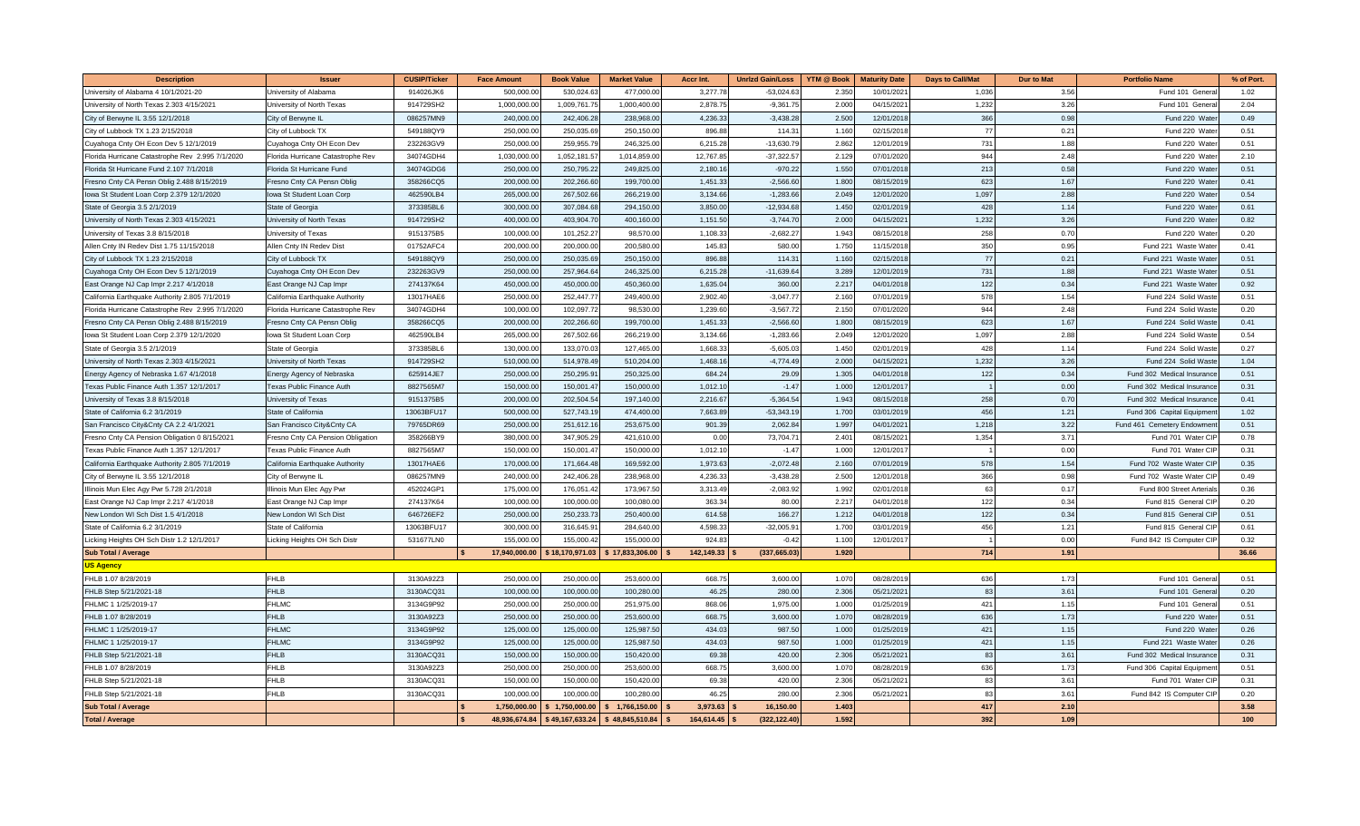| Description | Issuer | CUSIP/Ticker | Face Amount | Book Value | Market Value | Accr Int. | Unrlzd Gain/Loss | YTM @ Book | Maturity Date | Days to Call/Mat | Dur to Mat | Portfolio Name | % of Port. |
|---|---|---|---|---|---|---|---|---|---|---|---|---|---|
| University of Alabama 4 10/1/2021-20 | University of Alabama | 914026JK6 | 500,000.00 | 530,024.63 | 477,000.00 | 3,277.78 | -53,024.63 | 2.350 | 10/01/2021 | 1,036 | 3.56 | Fund 101 General | 1.02 |
| University of North Texas 2.303 4/15/2021 | University of North Texas | 914729SH2 | 1,000,000.00 | 1,009,761.75 | 1,000,400.00 | 2,878.75 | -9,361.75 | 2.000 | 04/15/2021 | 1,232 | 3.26 | Fund 101 General | 2.04 |
| City of Berwyne IL 3.55 12/1/2018 | City of Berwyne IL | 086257MN9 | 240,000.00 | 242,406.28 | 238,968.00 | 4,236.33 | -3,438.28 | 2.500 | 12/01/2018 | 366 | 0.98 | Fund 220 Water | 0.49 |
| City of Lubbock TX 1.23 2/15/2018 | City of Lubbock TX | 549188QY9 | 250,000.00 | 250,035.69 | 250,150.00 | 896.88 | 114.31 | 1.160 | 02/15/2018 | 77 | 0.21 | Fund 220 Water | 0.51 |
| Cuyahoga Cnty OH Econ Dev 5 12/1/2019 | Cuyahoga Cnty OH Econ Dev | 232263GV9 | 250,000.00 | 259,955.79 | 246,325.00 | 6,215.28 | -13,630.79 | 2.862 | 12/01/2019 | 731 | 1.88 | Fund 220 Water | 0.51 |
| Florida Hurricane Catastrophe Rev 2.995 7/1/2020 | Florida Hurricane Catastrophe Rev | 34074GDH4 | 1,030,000.00 | 1,052,181.57 | 1,014,859.00 | 12,767.85 | -37,322.57 | 2.129 | 07/01/2020 | 944 | 2.48 | Fund 220 Water | 2.10 |
| Florida St Hurricane Fund 2.107 7/1/2018 | Florida St Hurricane Fund | 34074GDG6 | 250,000.00 | 250,795.22 | 249,825.00 | 2,180.16 | -970.22 | 1.550 | 07/01/2018 | 213 | 0.58 | Fund 220 Water | 0.51 |
| Fresno Cnty CA Pensn Oblig 2.488 8/15/2019 | Fresno Cnty CA Pensn Oblig | 358266CQ5 | 200,000.00 | 202,266.60 | 199,700.00 | 1,451.33 | -2,566.60 | 1.800 | 08/15/2019 | 623 | 1.67 | Fund 220 Water | 0.41 |
| Iowa St Student Loan Corp 2.379 12/1/2020 | Iowa St Student Loan Corp | 462590LB4 | 265,000.00 | 267,502.66 | 266,219.00 | 3,134.66 | -1,283.66 | 2.049 | 12/01/2020 | 1,097 | 2.88 | Fund 220 Water | 0.54 |
| State of Georgia 3.5 2/1/2019 | State of Georgia | 373385BL6 | 300,000.00 | 307,084.68 | 294,150.00 | 3,850.00 | -12,934.68 | 1.450 | 02/01/2019 | 428 | 1.14 | Fund 220 Water | 0.61 |
| University of North Texas 2.303 4/15/2021 | University of North Texas | 914729SH2 | 400,000.00 | 403,904.70 | 400,160.00 | 1,151.50 | -3,744.70 | 2.000 | 04/15/2021 | 1,232 | 3.26 | Fund 220 Water | 0.82 |
| University of Texas 3.8 8/15/2018 | University of Texas | 9151375B5 | 100,000.00 | 101,252.27 | 98,570.00 | 1,108.33 | -2,682.27 | 1.943 | 08/15/2018 | 258 | 0.70 | Fund 220 Water | 0.20 |
| Allen Cnty IN Redev Dist 1.75 11/15/2018 | Allen Cnty IN Redev Dist | 01752AFC4 | 200,000.00 | 200,000.00 | 200,580.00 | 145.83 | 580.00 | 1.750 | 11/15/2018 | 350 | 0.95 | Fund 221 Waste Water | 0.41 |
| City of Lubbock TX 1.23 2/15/2018 | City of Lubbock TX | 549188QY9 | 250,000.00 | 250,035.69 | 250,150.00 | 896.88 | 114.31 | 1.160 | 02/15/2018 | 77 | 0.21 | Fund 221 Waste Water | 0.51 |
| Cuyahoga Cnty OH Econ Dev 5 12/1/2019 | Cuyahoga Cnty OH Econ Dev | 232263GV9 | 250,000.00 | 257,964.64 | 246,325.00 | 6,215.28 | -11,639.64 | 3.289 | 12/01/2019 | 731 | 1.88 | Fund 221 Waste Water | 0.51 |
| East Orange NJ Cap Impr 2.217 4/1/2018 | East Orange NJ Cap Impr | 274137K64 | 450,000.00 | 450,000.00 | 450,360.00 | 1,635.04 | 360.00 | 2.217 | 04/01/2018 | 122 | 0.34 | Fund 221 Waste Water | 0.92 |
| California Earthquake Authority 2.805 7/1/2019 | California Earthquake Authority | 13017HAE6 | 250,000.00 | 252,447.77 | 249,400.00 | 2,902.40 | -3,047.77 | 2.160 | 07/01/2019 | 578 | 1.54 | Fund 224 Solid Waste | 0.51 |
| Florida Hurricane Catastrophe Rev 2.995 7/1/2020 | Florida Hurricane Catastrophe Rev | 34074GDH4 | 100,000.00 | 102,097.72 | 98,530.00 | 1,239.60 | -3,567.72 | 2.150 | 07/01/2020 | 944 | 2.48 | Fund 224 Solid Waste | 0.20 |
| Fresno Cnty CA Pensn Oblig 2.488 8/15/2019 | Fresno Cnty CA Pensn Oblig | 358266CQ5 | 200,000.00 | 202,266.60 | 199,700.00 | 1,451.33 | -2,566.60 | 1.800 | 08/15/2019 | 623 | 1.67 | Fund 224 Solid Waste | 0.41 |
| Iowa St Student Loan Corp 2.379 12/1/2020 | Iowa St Student Loan Corp | 462590LB4 | 265,000.00 | 267,502.66 | 266,219.00 | 3,134.66 | -1,283.66 | 2.049 | 12/01/2020 | 1,097 | 2.88 | Fund 224 Solid Waste | 0.54 |
| State of Georgia 3.5 2/1/2019 | State of Georgia | 373385BL6 | 130,000.00 | 133,070.03 | 127,465.00 | 1,668.33 | -5,605.03 | 1.450 | 02/01/2019 | 428 | 1.14 | Fund 224 Solid Waste | 0.27 |
| University of North Texas 2.303 4/15/2021 | University of North Texas | 914729SH2 | 510,000.00 | 514,978.49 | 510,204.00 | 1,468.16 | -4,774.49 | 2.000 | 04/15/2021 | 1,232 | 3.26 | Fund 224 Solid Waste | 1.04 |
| Energy Agency of Nebraska 1.67 4/1/2018 | Energy Agency of Nebraska | 625914JE7 | 250,000.00 | 250,295.91 | 250,325.00 | 684.24 | 29.09 | 1.305 | 04/01/2018 | 122 | 0.34 | Fund 302 Medical Insurance | 0.51 |
| Texas Public Finance Auth 1.357 12/1/2017 | Texas Public Finance Auth | 8827565M7 | 150,000.00 | 150,001.47 | 150,000.00 | 1,012.10 | -1.47 | 1.000 | 12/01/2017 | 1 | 0.00 | Fund 302 Medical Insurance | 0.31 |
| University of Texas 3.8 8/15/2018 | University of Texas | 9151375B5 | 200,000.00 | 202,504.54 | 197,140.00 | 2,216.67 | -5,364.54 | 1.943 | 08/15/2018 | 258 | 0.70 | Fund 302 Medical Insurance | 0.41 |
| State of California 6.2 3/1/2019 | State of California | 13063BFU17 | 500,000.00 | 527,743.19 | 474,400.00 | 7,663.89 | -53,343.19 | 1.700 | 03/01/2019 | 456 | 1.21 | Fund 306 Capital Equipment | 1.02 |
| San Francisco City&Cnty CA 2.2 4/1/2021 | San Francisco City&Cnty CA | 79765DR69 | 250,000.00 | 251,612.16 | 253,675.00 | 901.39 | 2,062.84 | 1.997 | 04/01/2021 | 1,218 | 3.22 | Fund 461 Cemetery Endowment | 0.51 |
| Fresno Cnty CA Pension Obligation 0 8/15/2021 | Fresno Cnty CA Pension Obligation | 358266BY9 | 380,000.00 | 347,905.29 | 421,610.00 | 0.00 | 73,704.71 | 2.401 | 08/15/2021 | 1,354 | 3.71 | Fund 701 Water CIP | 0.78 |
| Texas Public Finance Auth 1.357 12/1/2017 | Texas Public Finance Auth | 8827565M7 | 150,000.00 | 150,001.47 | 150,000.00 | 1,012.10 | -1.47 | 1.000 | 12/01/2017 | 1 | 0.00 | Fund 701 Water CIP | 0.31 |
| California Earthquake Authority 2.805 7/1/2019 | California Earthquake Authority | 13017HAE6 | 170,000.00 | 171,664.48 | 169,592.00 | 1,973.63 | -2,072.48 | 2.160 | 07/01/2019 | 578 | 1.54 | Fund 702 Waste Water CIP | 0.35 |
| City of Berwyne IL 3.55 12/1/2018 | City of Berwyne IL | 086257MN9 | 240,000.00 | 242,406.28 | 238,968.00 | 4,236.33 | -3,438.28 | 2.500 | 12/01/2018 | 366 | 0.98 | Fund 702 Waste Water CIP | 0.49 |
| Illinois Mun Elec Agy Pwr 5.728 2/1/2018 | Illinois Mun Elec Agy Pwr | 452024GP1 | 175,000.00 | 176,051.42 | 173,967.50 | 3,313.49 | -2,083.92 | 1.992 | 02/01/2018 | 63 | 0.17 | Fund 800 Street Arterials | 0.36 |
| East Orange NJ Cap Impr 2.217 4/1/2018 | East Orange NJ Cap Impr | 274137K64 | 100,000.00 | 100,000.00 | 100,080.00 | 363.34 | 80.00 | 2.217 | 04/01/2018 | 122 | 0.34 | Fund 815 General CIP | 0.20 |
| New London WI Sch Dist 1.5 4/1/2018 | New London WI Sch Dist | 646726EF2 | 250,000.00 | 250,233.73 | 250,400.00 | 614.58 | 166.27 | 1.212 | 04/01/2018 | 122 | 0.34 | Fund 815 General CIP | 0.51 |
| State of California 6.2 3/1/2019 | State of California | 13063BFU17 | 300,000.00 | 316,645.91 | 284,640.00 | 4,598.33 | -32,005.91 | 1.700 | 03/01/2019 | 456 | 1.21 | Fund 815 General CIP | 0.61 |
| Licking Heights OH Sch Distr 1.2 12/1/2017 | Licking Heights OH Sch Distr | 531677LN0 | 155,000.00 | 155,000.42 | 155,000.00 | 924.83 | -0.42 | 1.100 | 12/01/2017 | 1 | 0.00 | Fund 842 IS Computer CIP | 0.32 |
| **Sub Total / Average** | | | $ 17,940,000.00 | $ 18,170,971.03 | $ 17,833,306.00 | $ 142,149.33 | $ (337,665.03) | 1.920 | | 714 | 1.91 | | 36.66 |
| **US Agency** | | | | | | | | | | | | | |
| FHLB 1.07 8/28/2019 | FHLB | 3130A92Z3 | 250,000.00 | 250,000.00 | 253,600.00 | 668.75 | 3,600.00 | 1.070 | 08/28/2019 | 636 | 1.73 | Fund 101 General | 0.51 |
| FHLB Step 5/21/2021-18 | FHLB | 3130ACQ31 | 100,000.00 | 100,000.00 | 100,280.00 | 46.25 | 280.00 | 2.306 | 05/21/2021 | 83 | 3.61 | Fund 101 General | 0.20 |
| FHLMC 1 1/25/2019-17 | FHLMC | 3134G9P92 | 250,000.00 | 250,000.00 | 251,975.00 | 868.06 | 1,975.00 | 1.000 | 01/25/2019 | 421 | 1.15 | Fund 101 General | 0.51 |
| FHLB 1.07 8/28/2019 | FHLB | 3130A92Z3 | 250,000.00 | 250,000.00 | 253,600.00 | 668.75 | 3,600.00 | 1.070 | 08/28/2019 | 636 | 1.73 | Fund 220 Water | 0.51 |
| FHLMC 1 1/25/2019-17 | FHLMC | 3134G9P92 | 125,000.00 | 125,000.00 | 125,987.50 | 434.03 | 987.50 | 1.000 | 01/25/2019 | 421 | 1.15 | Fund 220 Water | 0.26 |
| FHLMC 1 1/25/2019-17 | FHLMC | 3134G9P92 | 125,000.00 | 125,000.00 | 125,987.50 | 434.03 | 987.50 | 1.000 | 01/25/2019 | 421 | 1.15 | Fund 221 Waste Water | 0.26 |
| FHLB Step 5/21/2021-18 | FHLB | 3130ACQ31 | 150,000.00 | 150,000.00 | 150,420.00 | 69.38 | 420.00 | 2.306 | 05/21/2021 | 83 | 3.61 | Fund 302 Medical Insurance | 0.31 |
| FHLB 1.07 8/28/2019 | FHLB | 3130A92Z3 | 250,000.00 | 250,000.00 | 253,600.00 | 668.75 | 3,600.00 | 1.070 | 08/28/2019 | 636 | 1.73 | Fund 306 Capital Equipment | 0.51 |
| FHLB Step 5/21/2021-18 | FHLB | 3130ACQ31 | 150,000.00 | 150,000.00 | 150,420.00 | 69.38 | 420.00 | 2.306 | 05/21/2021 | 83 | 3.61 | Fund 701 Water CIP | 0.31 |
| FHLB Step 5/21/2021-18 | FHLB | 3130ACQ31 | 100,000.00 | 100,000.00 | 100,280.00 | 46.25 | 280.00 | 2.306 | 05/21/2021 | 83 | 3.61 | Fund 842 IS Computer CIP | 0.20 |
| **Sub Total / Average** | | | $ 1,750,000.00 | $ 1,750,000.00 | $ 1,766,150.00 | $ 3,973.63 | $ 16,150.00 | 1.403 | | 417 | 2.10 | | 3.58 |
| **Total / Average** | | | $ 48,936,674.84 | $ 49,167,633.24 | $ 48,845,510.84 | $ 164,614.45 | $ (322,122.40) | 1.592 | | 392 | 1.09 | | 100 |